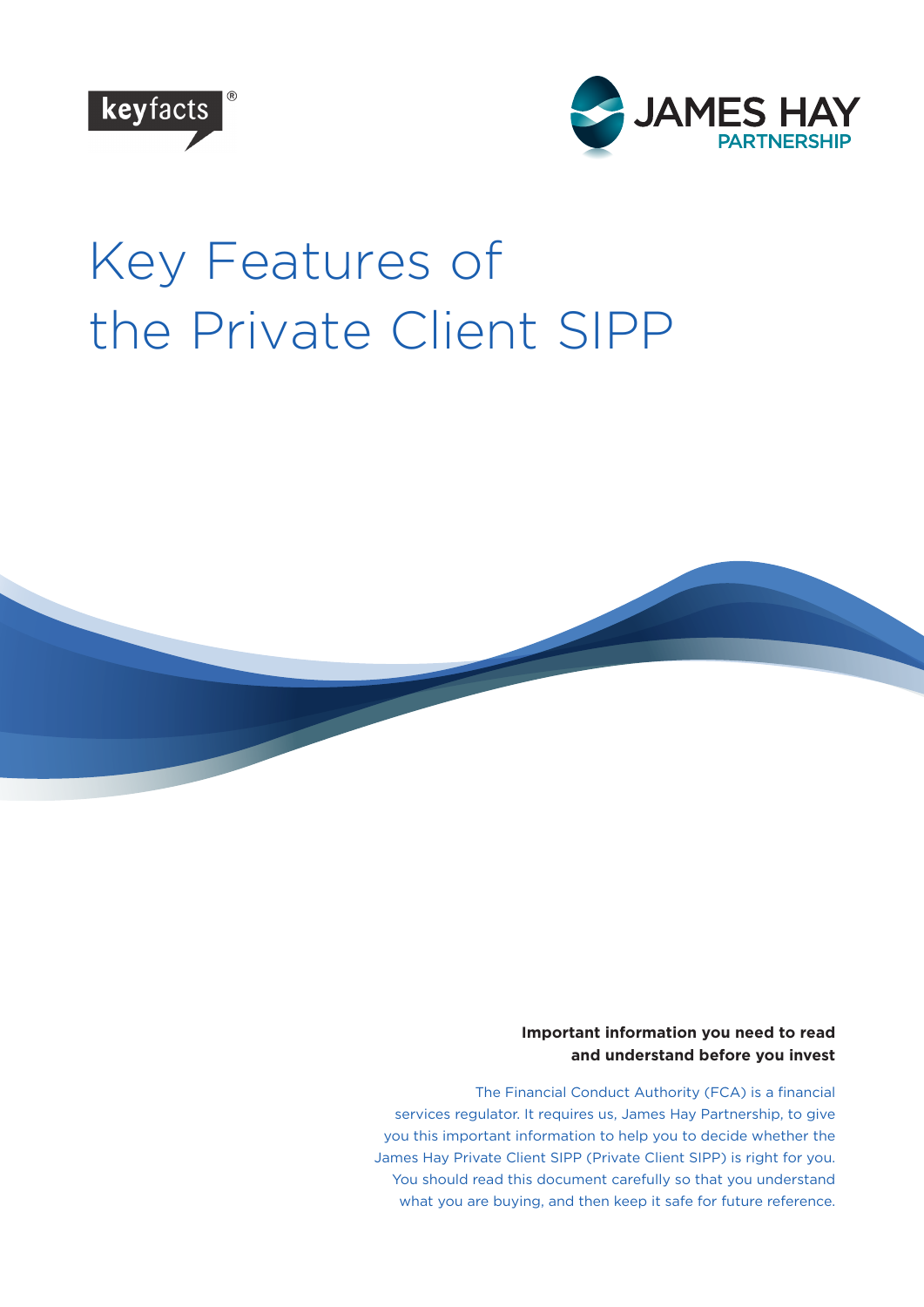keyfacts®

JAMES HAY PARTNERSHIP

# Key Features of the Private Client SIPP

**Important information you need to read and understand before you invest**

The Financial Conduct Authority (FCA) is a financial services regulator. It requires us, James Hay Partnership, to give you this important information to help you to decide whether the James Hay Private Client SIPP (Private Client SIPP) is right for you. You should read this document carefully so that you understand what you are buying, and then keep it safe for future reference.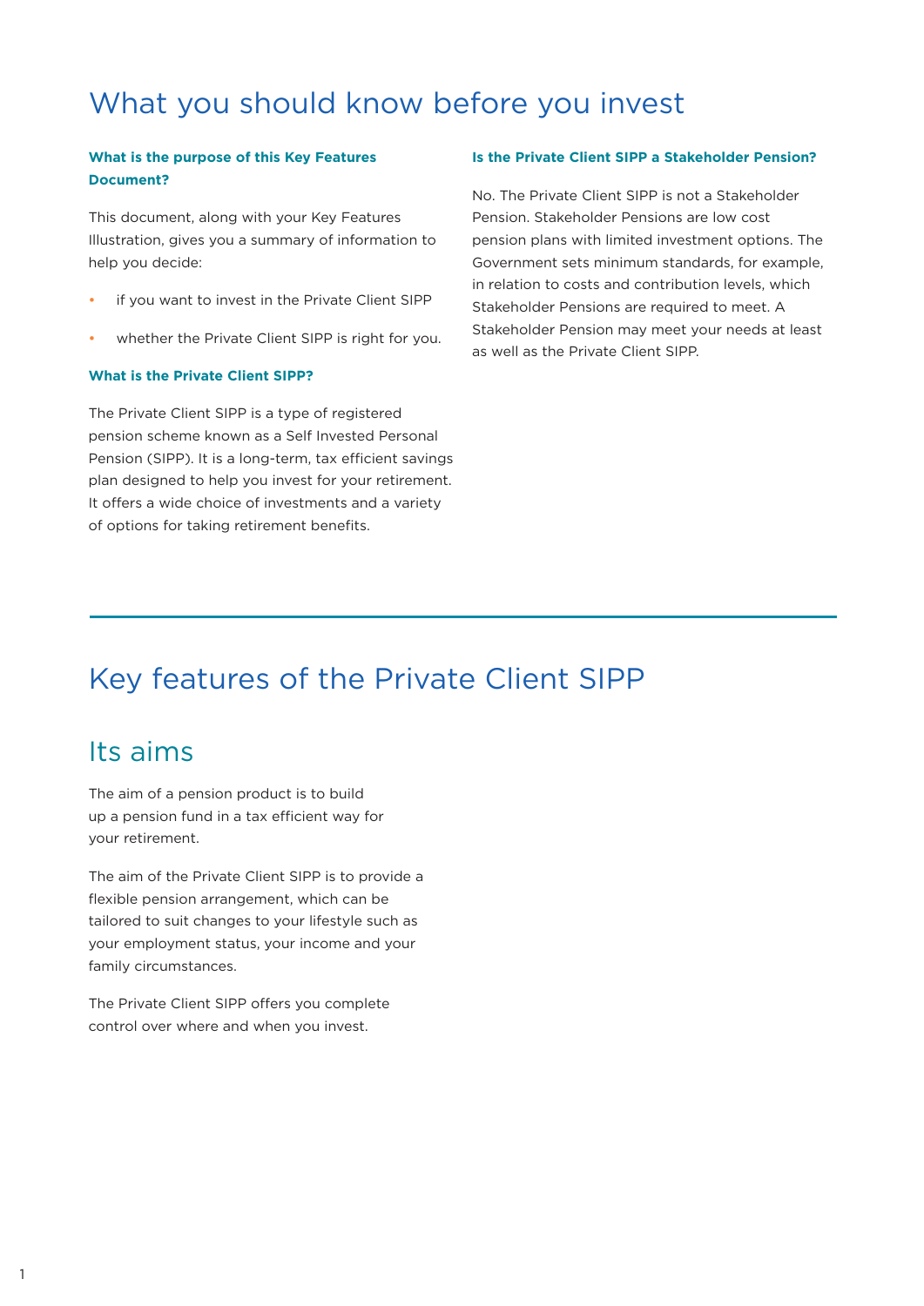# What you should know before you invest

### What is the purpose of this Key Features Document?

This document, along with your Key Features Illustration, gives you a summary of information to help you decide:

- if you want to invest in the Private Client SIPP
- whether the Private Client SIPP is right for you.

### What is the Private Client SIPP?

The Private Client SIPP is a type of registered pension scheme known as a Self Invested Personal Pension (SIPP). It is a long-term, tax efficient savings plan designed to help you invest for your retirement. It offers a wide choice of investments and a variety of options for taking retirement benefits.

### Is the Private Client SIPP a Stakeholder Pension?

No. The Private Client SIPP is not a Stakeholder Pension. Stakeholder Pensions are low cost pension plans with limited investment options. The Government sets minimum standards, for example, in relation to costs and contribution levels, which Stakeholder Pensions are required to meet. A Stakeholder Pension may meet your needs at least as well as the Private Client SIPP.

# Key features of the Private Client SIPP

## Its aims

The aim of a pension product is to build up a pension fund in a tax efficient way for your retirement.

The aim of the Private Client SIPP is to provide a flexible pension arrangement, which can be tailored to suit changes to your lifestyle such as your employment status, your income and your family circumstances.

The Private Client SIPP offers you complete control over where and when you invest.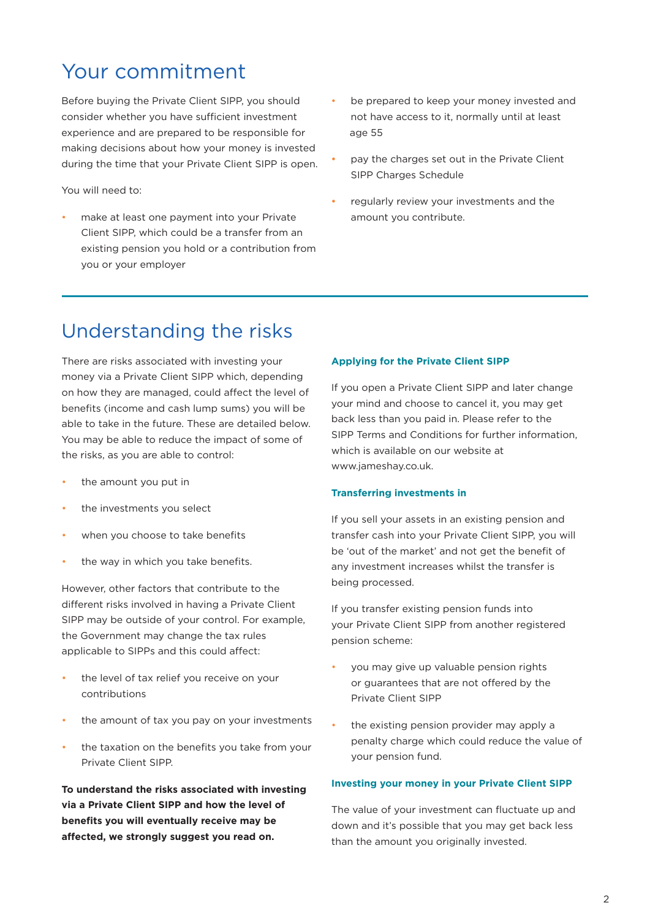## Your commitment

Before buying the Private Client SIPP, you should consider whether you have sufficient investment experience and are prepared to be responsible for making decisions about how your money is invested during the time that your Private Client SIPP is open.

You will need to:

- make at least one payment into your Private Client SIPP, which could be a transfer from an existing pension you hold or a contribution from you or your employer
- be prepared to keep your money invested and not have access to it, normally until at least age 55
- pay the charges set out in the Private Client SIPP Charges Schedule
- regularly review your investments and the amount you contribute.

## Understanding the risks

There are risks associated with investing your money via a Private Client SIPP which, depending on how they are managed, could affect the level of benefits (income and cash lump sums) you will be able to take in the future. These are detailed below. You may be able to reduce the impact of some of the risks, as you are able to control:

- the amount you put in
- the investments you select
- when you choose to take benefits
- the way in which you take benefits.

However, other factors that contribute to the different risks involved in having a Private Client SIPP may be outside of your control. For example, the Government may change the tax rules applicable to SIPPs and this could affect:

- the level of tax relief you receive on your contributions
- the amount of tax you pay on your investments
- the taxation on the benefits you take from your Private Client SIPP.

**To understand the risks associated with investing via a Private Client SIPP and how the level of benefits you will eventually receive may be affected, we strongly suggest you read on.**

### Applying for the Private Client SIPP

If you open a Private Client SIPP and later change your mind and choose to cancel it, you may get back less than you paid in. Please refer to the SIPP Terms and Conditions for further information, which is available on our website at www.jameshay.co.uk.

### Transferring investments in

If you sell your assets in an existing pension and transfer cash into your Private Client SIPP, you will be 'out of the market' and not get the benefit of any investment increases whilst the transfer is being processed.

If you transfer existing pension funds into your Private Client SIPP from another registered pension scheme:

- you may give up valuable pension rights or guarantees that are not offered by the Private Client SIPP
- the existing pension provider may apply a penalty charge which could reduce the value of your pension fund.

### Investing your money in your Private Client SIPP

The value of your investment can fluctuate up and down and it's possible that you may get back less than the amount you originally invested.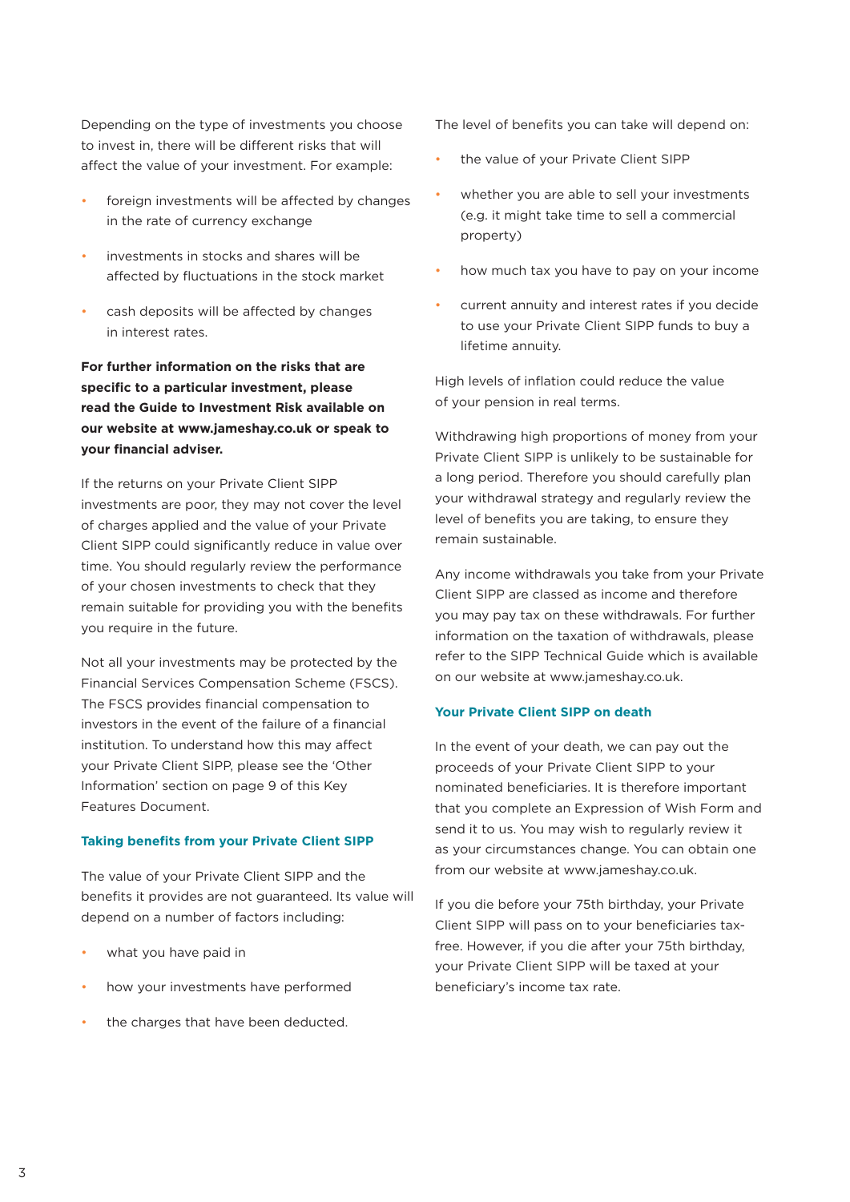Depending on the type of investments you choose to invest in, there will be different risks that will affect the value of your investment. For example:

- foreign investments will be affected by changes in the rate of currency exchange
- investments in stocks and shares will be affected by fluctuations in the stock market
- cash deposits will be affected by changes in interest rates.

**For further information on the risks that are specific to a particular investment, please read the Guide to Investment Risk available on our website at www.jameshay.co.uk or speak to your financial adviser.**

If the returns on your Private Client SIPP investments are poor, they may not cover the level of charges applied and the value of your Private Client SIPP could significantly reduce in value over time. You should regularly review the performance of your chosen investments to check that they remain suitable for providing you with the benefits you require in the future.

Not all your investments may be protected by the Financial Services Compensation Scheme (FSCS). The FSCS provides financial compensation to investors in the event of the failure of a financial institution. To understand how this may affect your Private Client SIPP, please see the 'Other Information' section on page 9 of this Key Features Document.

### Taking benefits from your Private Client SIPP

The value of your Private Client SIPP and the benefits it provides are not guaranteed. Its value will depend on a number of factors including:

- what you have paid in
- how your investments have performed
- the charges that have been deducted.

The level of benefits you can take will depend on:

- the value of your Private Client SIPP
- whether you are able to sell your investments (e.g. it might take time to sell a commercial property)
- how much tax you have to pay on your income
- current annuity and interest rates if you decide to use your Private Client SIPP funds to buy a lifetime annuity.

High levels of inflation could reduce the value of your pension in real terms.

Withdrawing high proportions of money from your Private Client SIPP is unlikely to be sustainable for a long period. Therefore you should carefully plan your withdrawal strategy and regularly review the level of benefits you are taking, to ensure they remain sustainable.

Any income withdrawals you take from your Private Client SIPP are classed as income and therefore you may pay tax on these withdrawals. For further information on the taxation of withdrawals, please refer to the SIPP Technical Guide which is available on our website at www.jameshay.co.uk.

### Your Private Client SIPP on death

In the event of your death, we can pay out the proceeds of your Private Client SIPP to your nominated beneficiaries. It is therefore important that you complete an Expression of Wish Form and send it to us. You may wish to regularly review it as your circumstances change. You can obtain one from our website at www.jameshay.co.uk.

If you die before your 75th birthday, your Private Client SIPP will pass on to your beneficiaries tax-free. However, if you die after your 75th birthday, your Private Client SIPP will be taxed at your beneficiary's income tax rate.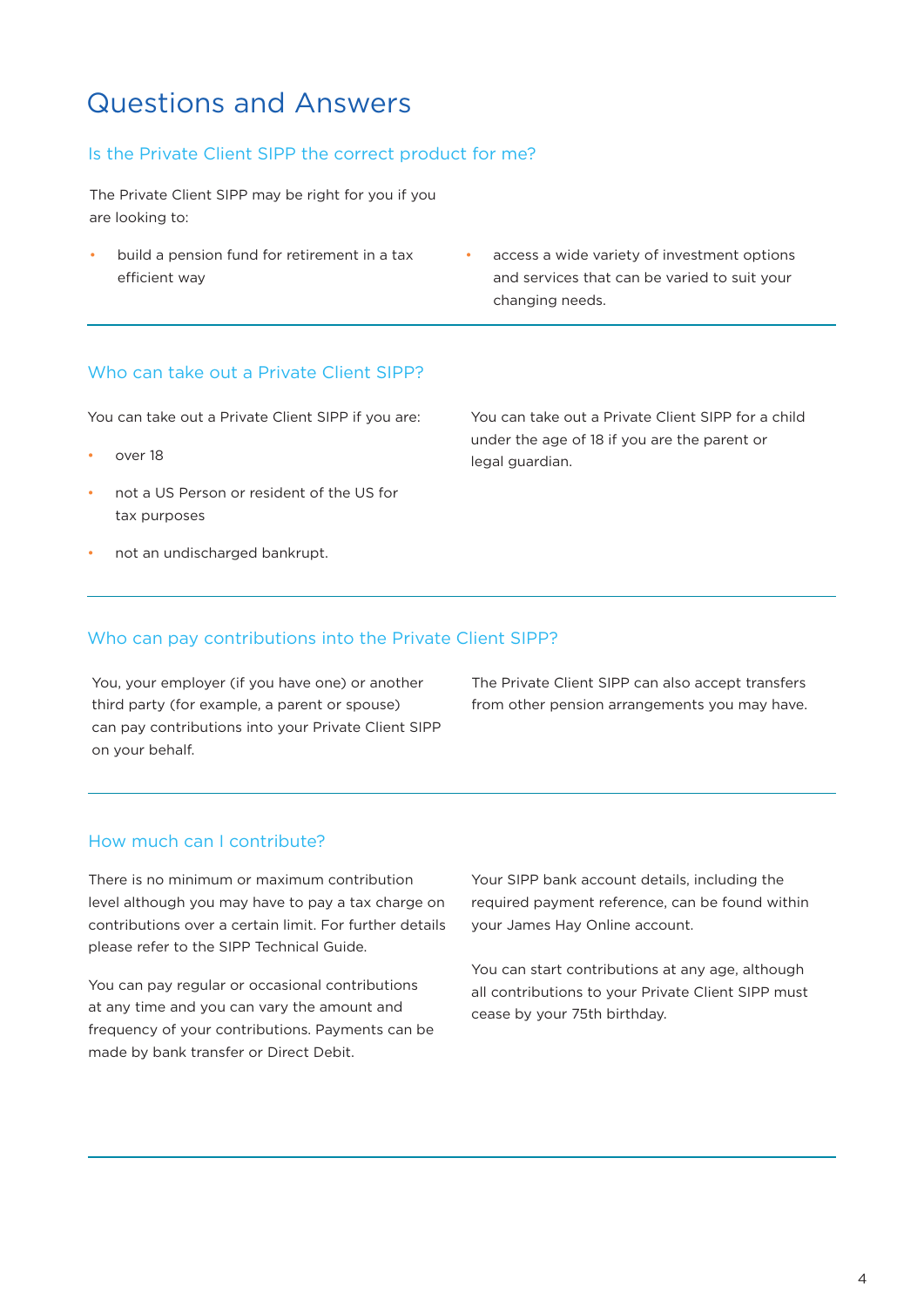# Questions and Answers

## Is the Private Client SIPP the correct product for me?

The Private Client SIPP may be right for you if you are looking to:

- build a pension fund for retirement in a tax efficient way
- access a wide variety of investment options and services that can be varied to suit your changing needs.

## Who can take out a Private Client SIPP?

You can take out a Private Client SIPP if you are:

- over 18
- not a US Person or resident of the US for tax purposes
- not an undischarged bankrupt.

You can take out a Private Client SIPP for a child under the age of 18 if you are the parent or legal guardian.

## Who can pay contributions into the Private Client SIPP?

You, your employer (if you have one) or another third party (for example, a parent or spouse) can pay contributions into your Private Client SIPP on your behalf.

The Private Client SIPP can also accept transfers from other pension arrangements you may have.

## How much can I contribute?

There is no minimum or maximum contribution level although you may have to pay a tax charge on contributions over a certain limit. For further details please refer to the SIPP Technical Guide.

You can pay regular or occasional contributions at any time and you can vary the amount and frequency of your contributions. Payments can be made by bank transfer or Direct Debit.

Your SIPP bank account details, including the required payment reference, can be found within your James Hay Online account.

You can start contributions at any age, although all contributions to your Private Client SIPP must cease by your 75th birthday.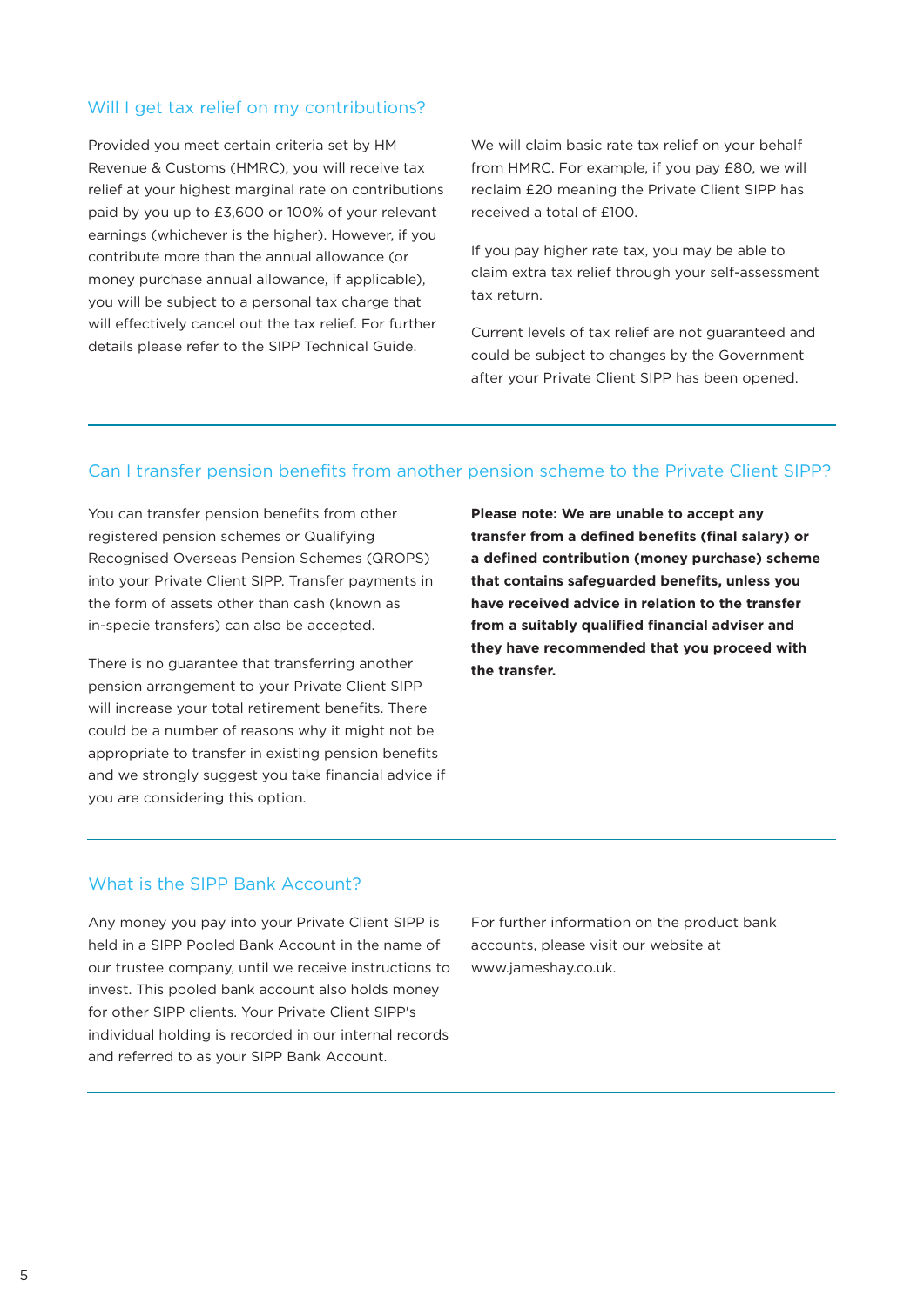## Will I get tax relief on my contributions?

Provided you meet certain criteria set by HM Revenue & Customs (HMRC), you will receive tax relief at your highest marginal rate on contributions paid by you up to £3,600 or 100% of your relevant earnings (whichever is the higher). However, if you contribute more than the annual allowance (or money purchase annual allowance, if applicable), you will be subject to a personal tax charge that will effectively cancel out the tax relief. For further details please refer to the SIPP Technical Guide.

We will claim basic rate tax relief on your behalf from HMRC. For example, if you pay £80, we will reclaim £20 meaning the Private Client SIPP has received a total of £100.

If you pay higher rate tax, you may be able to claim extra tax relief through your self-assessment tax return.

Current levels of tax relief are not guaranteed and could be subject to changes by the Government after your Private Client SIPP has been opened.

## Can I transfer pension benefits from another pension scheme to the Private Client SIPP?

You can transfer pension benefits from other registered pension schemes or Qualifying Recognised Overseas Pension Schemes (QROPS) into your Private Client SIPP. Transfer payments in the form of assets other than cash (known as in-specie transfers) can also be accepted.

There is no guarantee that transferring another pension arrangement to your Private Client SIPP will increase your total retirement benefits. There could be a number of reasons why it might not be appropriate to transfer in existing pension benefits and we strongly suggest you take financial advice if you are considering this option.

**Please note: We are unable to accept any transfer from a defined benefits (final salary) or a defined contribution (money purchase) scheme that contains safeguarded benefits, unless you have received advice in relation to the transfer from a suitably qualified financial adviser and they have recommended that you proceed with the transfer.**

## What is the SIPP Bank Account?

Any money you pay into your Private Client SIPP is held in a SIPP Pooled Bank Account in the name of our trustee company, until we receive instructions to invest. This pooled bank account also holds money for other SIPP clients. Your Private Client SIPP's individual holding is recorded in our internal records and referred to as your SIPP Bank Account.

For further information on the product bank accounts, please visit our website at www.jameshay.co.uk.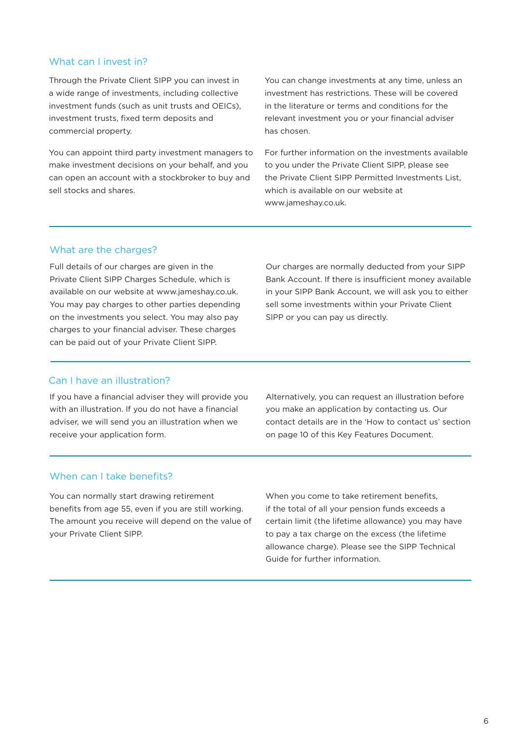## What can I invest in?

Through the Private Client SIPP you can invest in a wide range of investments, including collective investment funds (such as unit trusts and OEICs), investment trusts, fixed term deposits and commercial property.

You can appoint third party investment managers to make investment decisions on your behalf, and you can open an account with a stockbroker to buy and sell stocks and shares.

You can change investments at any time, unless an investment has restrictions. These will be covered in the literature or terms and conditions for the relevant investment you or your financial adviser has chosen.

For further information on the investments available to you under the Private Client SIPP, please see the Private Client SIPP Permitted Investments List, which is available on our website at www.jameshay.co.uk.

## What are the charges?

Full details of our charges are given in the Private Client SIPP Charges Schedule, which is available on our website at www.jameshay.co.uk. You may pay charges to other parties depending on the investments you select. You may also pay charges to your financial adviser. These charges can be paid out of your Private Client SIPP.

Our charges are normally deducted from your SIPP Bank Account. If there is insufficient money available in your SIPP Bank Account, we will ask you to either sell some investments within your Private Client SIPP or you can pay us directly.

## Can I have an illustration?

If you have a financial adviser they will provide you with an illustration. If you do not have a financial adviser, we will send you an illustration when we receive your application form.

Alternatively, you can request an illustration before you make an application by contacting us. Our contact details are in the 'How to contact us' section on page 10 of this Key Features Document.

## When can I take benefits?

You can normally start drawing retirement benefits from age 55, even if you are still working. The amount you receive will depend on the value of your Private Client SIPP.

When you come to take retirement benefits, if the total of all your pension funds exceeds a certain limit (the lifetime allowance) you may have to pay a tax charge on the excess (the lifetime allowance charge). Please see the SIPP Technical Guide for further information.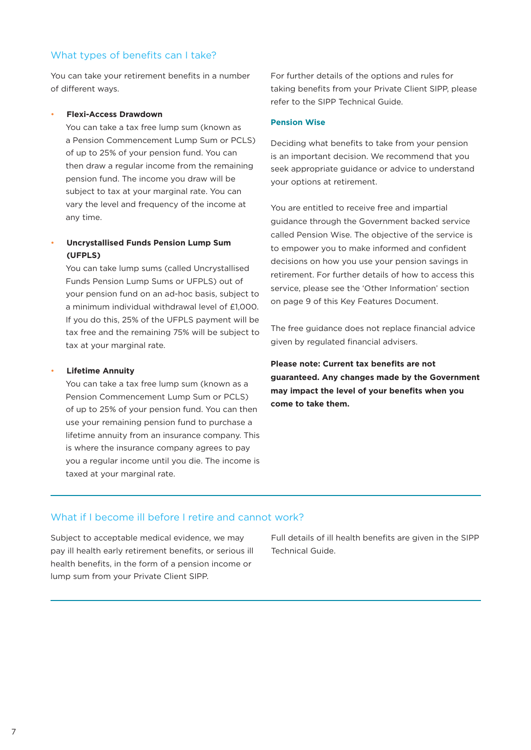## What types of benefits can I take?

You can take your retirement benefits in a number of different ways.

- **Flexi-Access Drawdown**
  You can take a tax free lump sum (known as a Pension Commencement Lump Sum or PCLS) of up to 25% of your pension fund. You can then draw a regular income from the remaining pension fund. The income you draw will be subject to tax at your marginal rate. You can vary the level and frequency of the income at any time.

- **Uncrystallised Funds Pension Lump Sum (UFPLS)**
  You can take lump sums (called Uncrystallised Funds Pension Lump Sums or UFPLS) out of your pension fund on an ad-hoc basis, subject to a minimum individual withdrawal level of £1,000. If you do this, 25% of the UFPLS payment will be tax free and the remaining 75% will be subject to tax at your marginal rate.

- **Lifetime Annuity**
  You can take a tax free lump sum (known as a Pension Commencement Lump Sum or PCLS) of up to 25% of your pension fund. You can then use your remaining pension fund to purchase a lifetime annuity from an insurance company. This is where the insurance company agrees to pay you a regular income until you die. The income is taxed at your marginal rate.

For further details of the options and rules for taking benefits from your Private Client SIPP, please refer to the SIPP Technical Guide.

### Pension Wise

Deciding what benefits to take from your pension is an important decision. We recommend that you seek appropriate guidance or advice to understand your options at retirement.

You are entitled to receive free and impartial guidance through the Government backed service called Pension Wise. The objective of the service is to empower you to make informed and confident decisions on how you use your pension savings in retirement. For further details of how to access this service, please see the 'Other Information' section on page 9 of this Key Features Document.

The free guidance does not replace financial advice given by regulated financial advisers.

**Please note: Current tax benefits are not guaranteed. Any changes made by the Government may impact the level of your benefits when you come to take them.**

## What if I become ill before I retire and cannot work?

Subject to acceptable medical evidence, we may pay ill health early retirement benefits, or serious ill health benefits, in the form of a pension income or lump sum from your Private Client SIPP.

Full details of ill health benefits are given in the SIPP Technical Guide.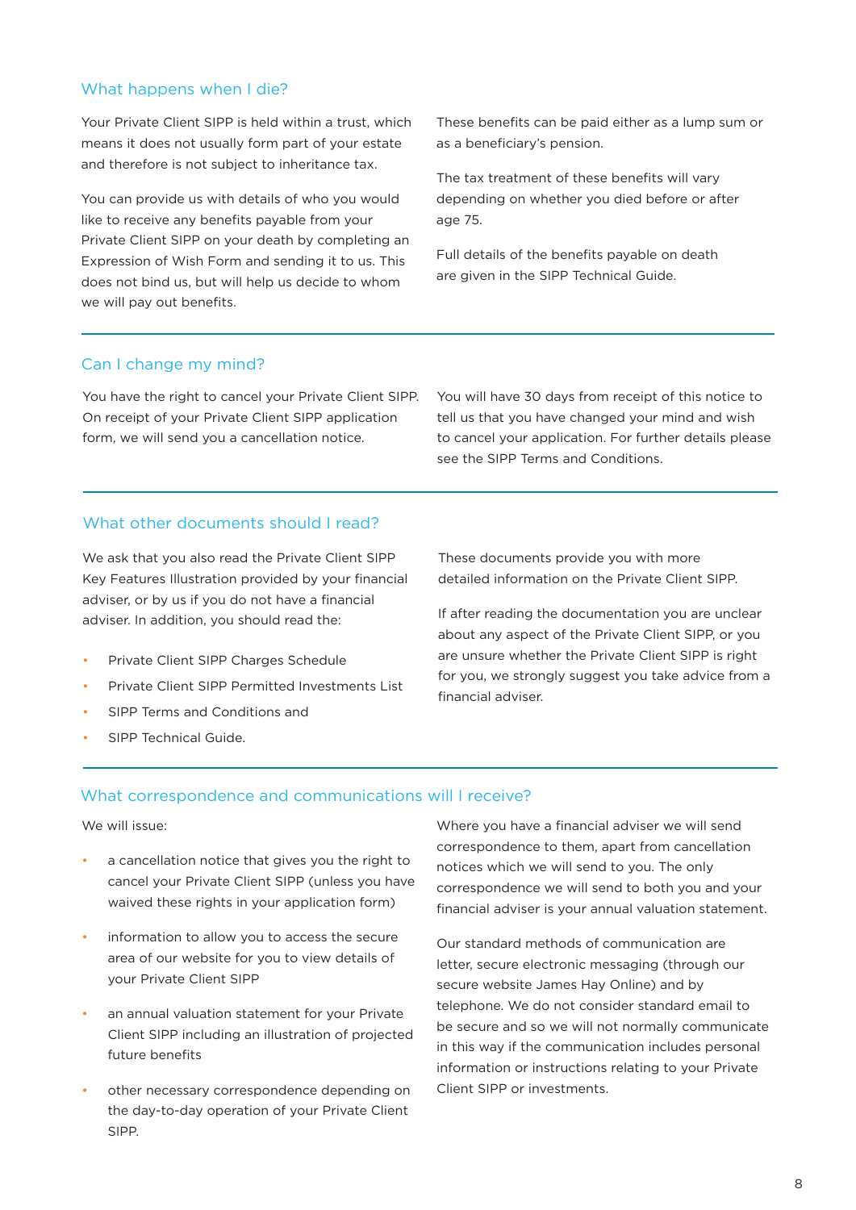## What happens when I die?

Your Private Client SIPP is held within a trust, which means it does not usually form part of your estate and therefore is not subject to inheritance tax.

You can provide us with details of who you would like to receive any benefits payable from your Private Client SIPP on your death by completing an Expression of Wish Form and sending it to us. This does not bind us, but will help us decide to whom we will pay out benefits.

These benefits can be paid either as a lump sum or as a beneficiary's pension.

The tax treatment of these benefits will vary depending on whether you died before or after age 75.

Full details of the benefits payable on death are given in the SIPP Technical Guide.

## Can I change my mind?

You have the right to cancel your Private Client SIPP. On receipt of your Private Client SIPP application form, we will send you a cancellation notice.

You will have 30 days from receipt of this notice to tell us that you have changed your mind and wish to cancel your application. For further details please see the SIPP Terms and Conditions.

## What other documents should I read?

We ask that you also read the Private Client SIPP Key Features Illustration provided by your financial adviser, or by us if you do not have a financial adviser. In addition, you should read the:

- Private Client SIPP Charges Schedule
- Private Client SIPP Permitted Investments List
- SIPP Terms and Conditions and
- SIPP Technical Guide.

These documents provide you with more detailed information on the Private Client SIPP.

If after reading the documentation you are unclear about any aspect of the Private Client SIPP, or you are unsure whether the Private Client SIPP is right for you, we strongly suggest you take advice from a financial adviser.

## What correspondence and communications will I receive?

We will issue:

- a cancellation notice that gives you the right to cancel your Private Client SIPP (unless you have waived these rights in your application form)
- information to allow you to access the secure area of our website for you to view details of your Private Client SIPP
- an annual valuation statement for your Private Client SIPP including an illustration of projected future benefits
- other necessary correspondence depending on the day-to-day operation of your Private Client SIPP.

Where you have a financial adviser we will send correspondence to them, apart from cancellation notices which we will send to you. The only correspondence we will send to both you and your financial adviser is your annual valuation statement.

Our standard methods of communication are letter, secure electronic messaging (through our secure website James Hay Online) and by telephone. We do not consider standard email to be secure and so we will not normally communicate in this way if the communication includes personal information or instructions relating to your Private Client SIPP or investments.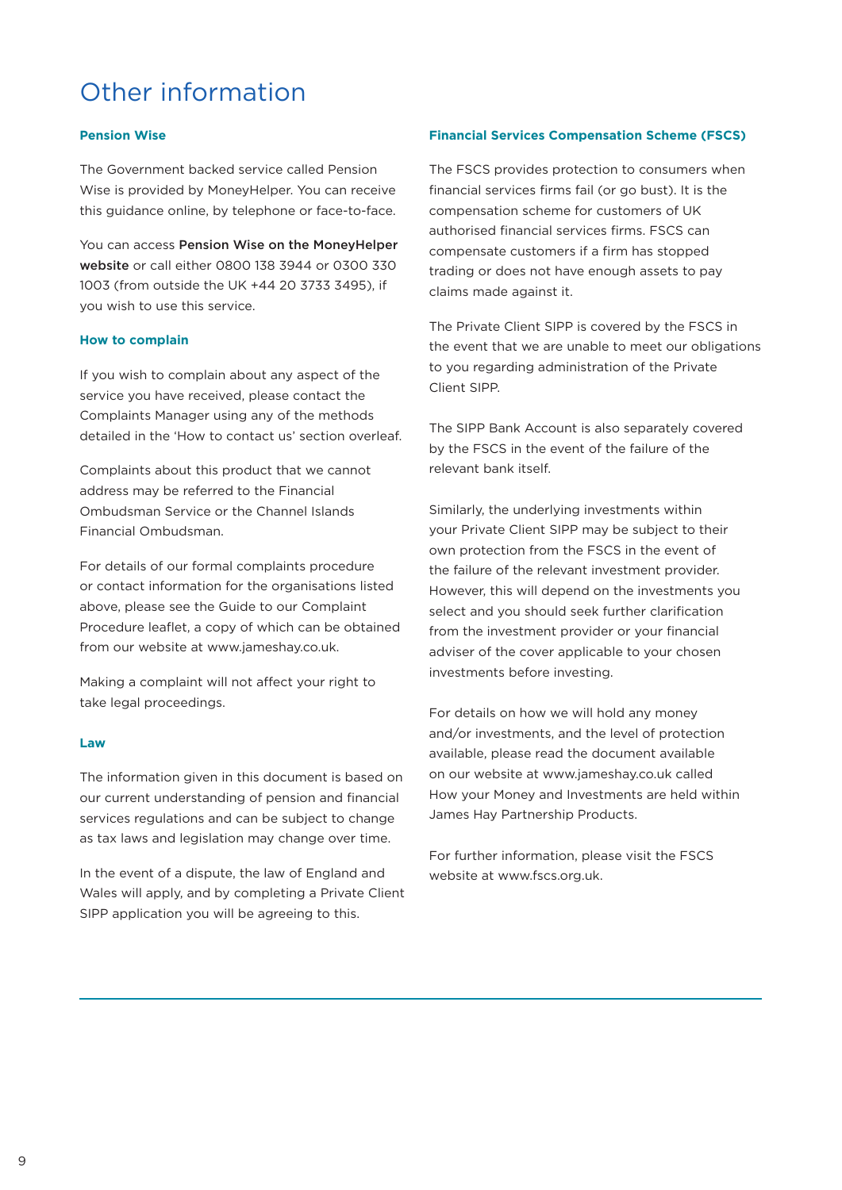# Other information

### Pension Wise

The Government backed service called Pension Wise is provided by MoneyHelper. You can receive this guidance online, by telephone or face-to-face.

You can access **Pension Wise on the MoneyHelper website** or call either 0800 138 3944 or 0300 330 1003 (from outside the UK +44 20 3733 3495), if you wish to use this service.

### How to complain

If you wish to complain about any aspect of the service you have received, please contact the Complaints Manager using any of the methods detailed in the 'How to contact us' section overleaf.

Complaints about this product that we cannot address may be referred to the Financial Ombudsman Service or the Channel Islands Financial Ombudsman.

For details of our formal complaints procedure or contact information for the organisations listed above, please see the Guide to our Complaint Procedure leaflet, a copy of which can be obtained from our website at www.jameshay.co.uk.

Making a complaint will not affect your right to take legal proceedings.

### Law

The information given in this document is based on our current understanding of pension and financial services regulations and can be subject to change as tax laws and legislation may change over time.

In the event of a dispute, the law of England and Wales will apply, and by completing a Private Client SIPP application you will be agreeing to this.

### Financial Services Compensation Scheme (FSCS)

The FSCS provides protection to consumers when financial services firms fail (or go bust). It is the compensation scheme for customers of UK authorised financial services firms. FSCS can compensate customers if a firm has stopped trading or does not have enough assets to pay claims made against it.

The Private Client SIPP is covered by the FSCS in the event that we are unable to meet our obligations to you regarding administration of the Private Client SIPP.

The SIPP Bank Account is also separately covered by the FSCS in the event of the failure of the relevant bank itself.

Similarly, the underlying investments within your Private Client SIPP may be subject to their own protection from the FSCS in the event of the failure of the relevant investment provider. However, this will depend on the investments you select and you should seek further clarification from the investment provider or your financial adviser of the cover applicable to your chosen investments before investing.

For details on how we will hold any money and/or investments, and the level of protection available, please read the document available on our website at www.jameshay.co.uk called How your Money and Investments are held within James Hay Partnership Products.

For further information, please visit the FSCS website at www.fscs.org.uk.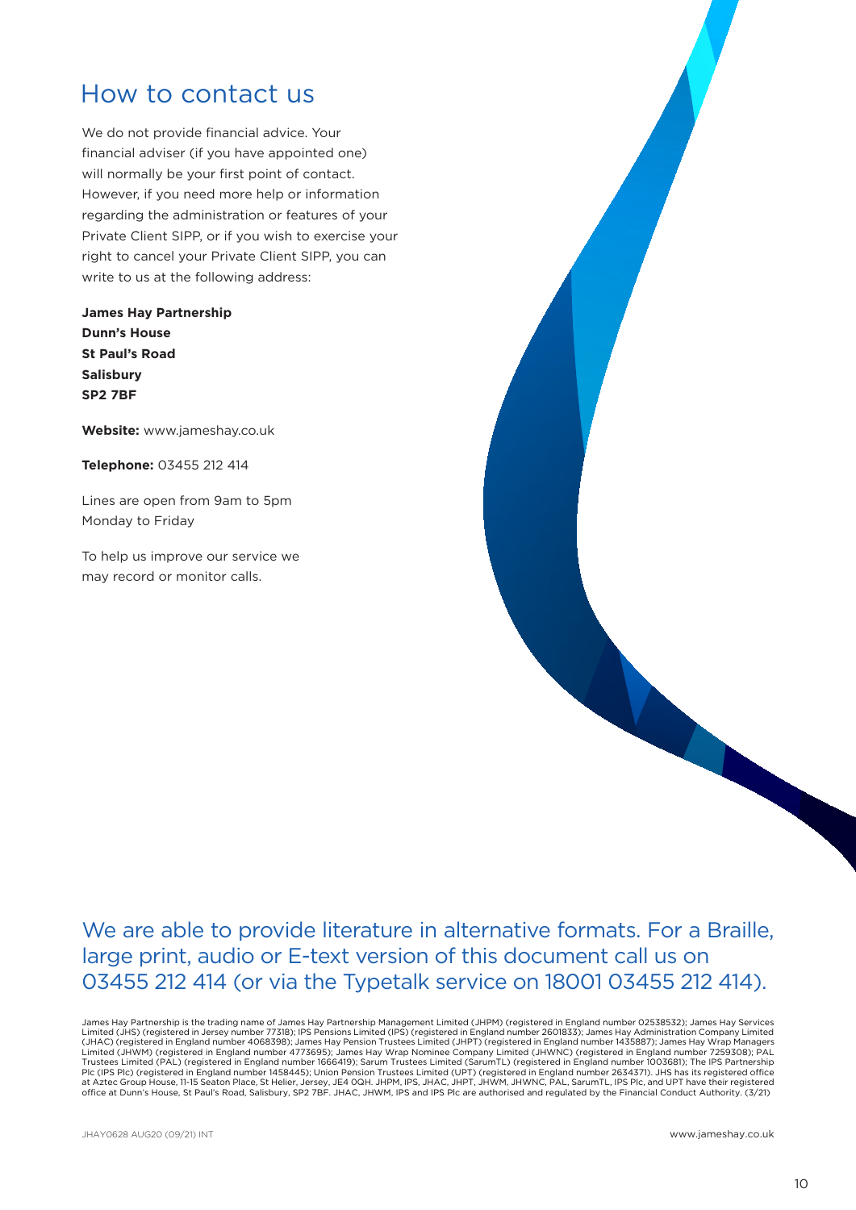# How to contact us

We do not provide financial advice. Your financial adviser (if you have appointed one) will normally be your first point of contact. However, if you need more help or information regarding the administration or features of your Private Client SIPP, or if you wish to exercise your right to cancel your Private Client SIPP, you can write to us at the following address:

**James Hay Partnership**
**Dunn's House**
**St Paul's Road**
**Salisbury**
**SP2 7BF**

**Website:** www.jameshay.co.uk

**Telephone:** 03455 212 414

Lines are open from 9am to 5pm Monday to Friday

To help us improve our service we may record or monitor calls.

We are able to provide literature in alternative formats. For a Braille, large print, audio or E-text version of this document call us on 03455 212 414 (or via the Typetalk service on 18001 03455 212 414).

James Hay Partnership is the trading name of James Hay Partnership Management Limited (JHPM) (registered in England number 02538532); James Hay Services Limited (JHS) (registered in Jersey number 77318); IPS Pensions Limited (IPS) (registered in England number 2601833); James Hay Administration Company Limited (JHAC) (registered in England number 4068398); James Hay Pension Trustees Limited (JHPT) (registered in England number 1435887); James Hay Wrap Managers Limited (JHWM) (registered in England number 4773695); James Hay Wrap Nominee Company Limited (JHWNC) (registered in England number 7259308); PAL Trustees Limited (PAL) (registered in England number 1666419); Sarum Trustees Limited (SarumTL) (registered in England number 1003681); The IPS Partnership Plc (IPS Plc) (registered in England number 1458445); Union Pension Trustees Limited (UPT) (registered in England number 2634371). JHS has its registered office at Aztec Group House, 11-15 Seaton Place, St Helier, Jersey, JE4 0QH. JHPM, IPS, JHAC, JHPT, JHWM, JHWNC, PAL, SarumTL, IPS Plc, and UPT have their registered office at Dunn's House, St Paul's Road, Salisbury, SP2 7BF. JHAC, JHWM, IPS and IPS Plc are authorised and regulated by the Financial Conduct Authority. (3/21)

JHAY0628 AUG20 (09/21) INT

www.jameshay.co.uk